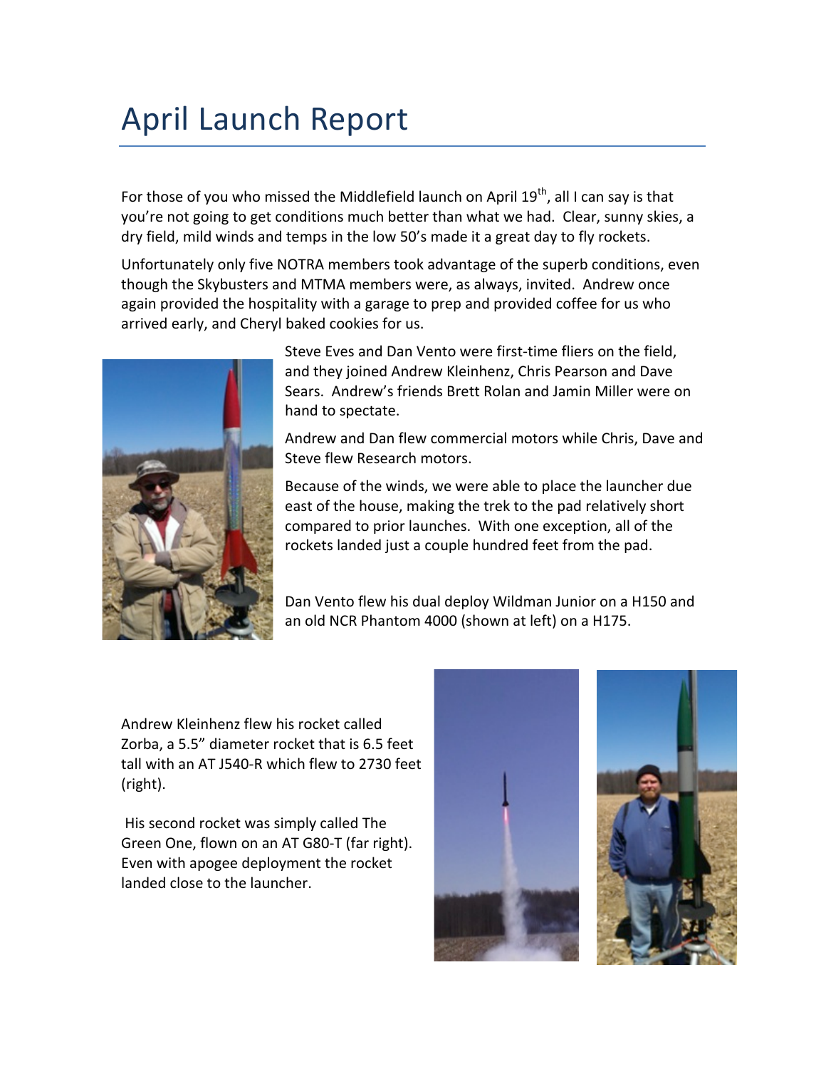# April Launch Report

For those of you who missed the Middlefield launch on April 19th, all I can say is that you're not going to get conditions much better than what we had. Clear, sunny skies, a dry field, mild winds and temps in the low 50's made it a great day to fly rockets.

Unfortunately only five NOTRA members took advantage of the superb conditions, even though the Skybusters and MTMA members were, as always, invited. Andrew once again provided the hospitality with a garage to prep and provided coffee for us who arrived early, and Cheryl baked cookies for us.

Steve Eves and Dan Vento were first-time fliers on the field, and they joined Andrew Kleinhenz, Chris Pearson and Dave Sears. Andrew's friends Brett Rolan and Jamin Miller were on hand to spectate.

Andrew and Dan flew commercial motors while Chris, Dave and Steve flew Research motors.

Because of the winds, we were able to place the launcher due east of the house, making the trek to the pad relatively short compared to prior launches. With one exception, all of the rockets landed just a couple hundred feet from the pad.

Dan Vento flew his dual deploy Wildman Junior on a H150 and an old NCR Phantom 4000 (shown at left) on a H175.

Andrew Kleinhenz flew his rocket called Zorba, a 5.5" diameter rocket that is 6.5 feet tall with an AT J540-R which flew to 2730 feet (right).

His second rocket was simply called The Green One, flown on an AT G80-T (far right). Even with apogee deployment the rocket landed close to the launcher.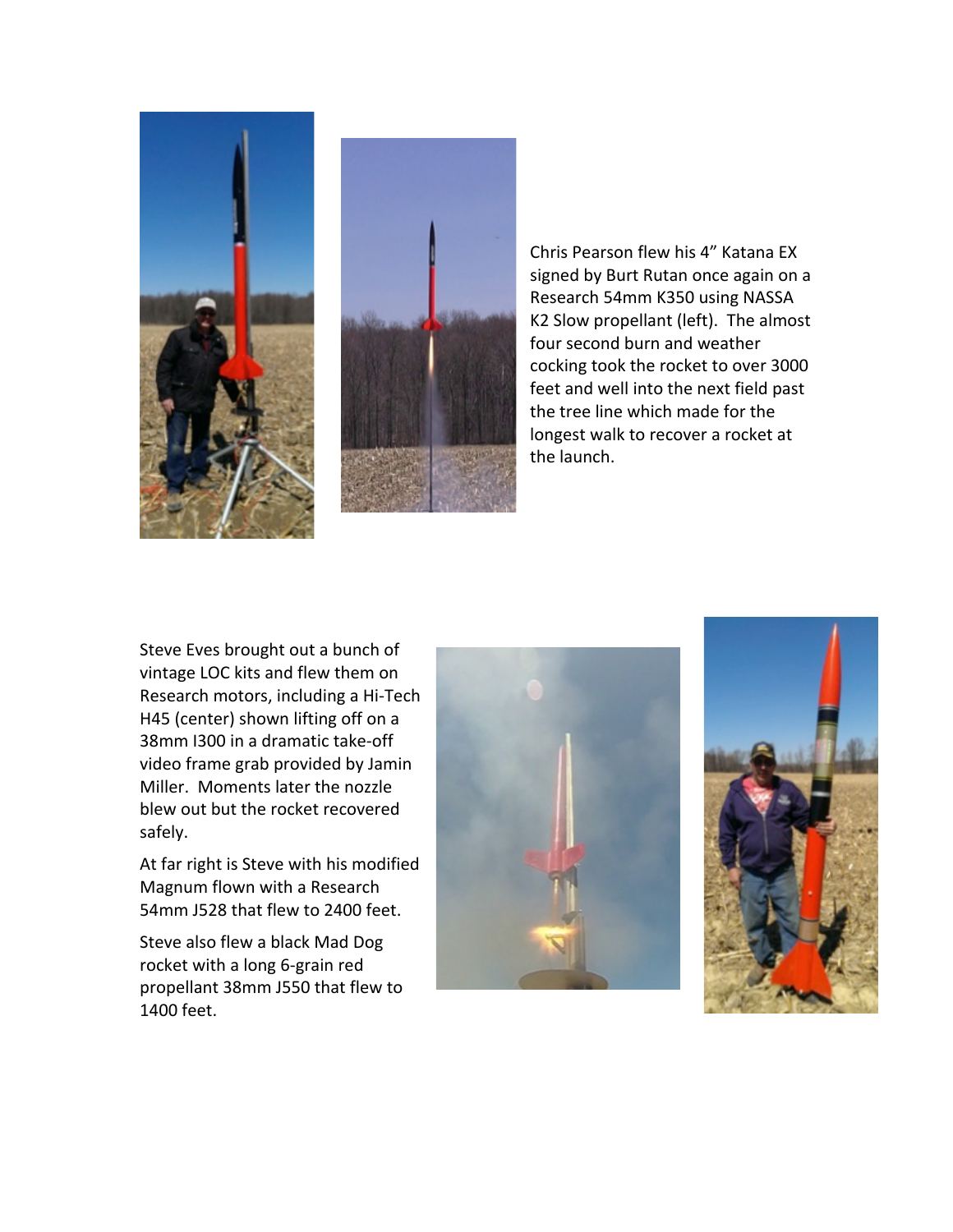Chris Pearson flew his 4" Katana EX signed by Burt Rutan once again on a Research 54mm K350 using NASSA K2 Slow propellant (left). The almost four second burn and weather cocking took the rocket to over 3000 feet and well into the next field past the tree line which made for the longest walk to recover a rocket at the launch.

Steve Eves brought out a bunch of vintage LOC kits and flew them on Research motors, including a Hi-Tech H45 (center) shown lifting off on a 38mm I300 in a dramatic take-off video frame grab provided by Jamin Miller. Moments later the nozzle blew out but the rocket recovered safely.

At far right is Steve with his modified Magnum flown with a Research 54mm J528 that flew to 2400 feet.

Steve also flew a black Mad Dog rocket with a long 6-grain red propellant 38mm J550 that flew to 1400 feet.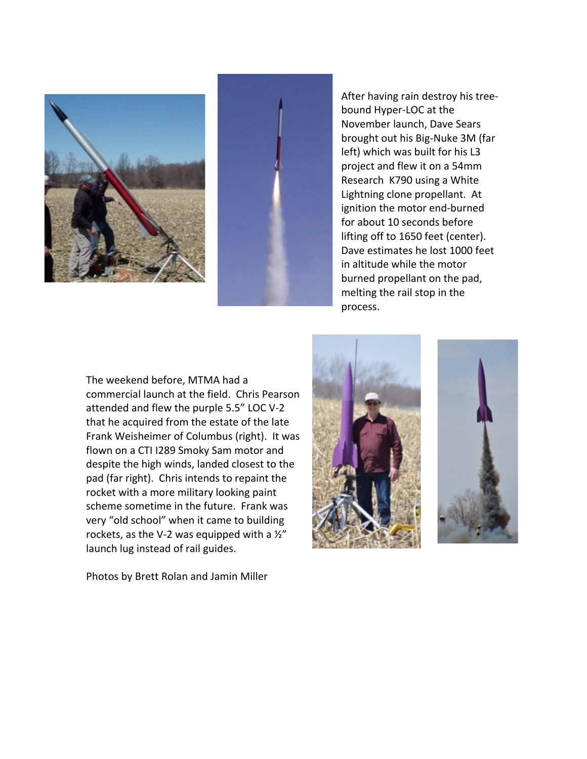After having rain destroy his tree-bound Hyper-LOC at the November launch, Dave Sears brought out his Big-Nuke 3M (far left) which was built for his L3 project and flew it on a 54mm Research K790 using a White Lightning clone propellant. At ignition the motor end-burned for about 10 seconds before lifting off to 1650 feet (center). Dave estimates he lost 1000 feet in altitude while the motor burned propellant on the pad, melting the rail stop in the process.

The weekend before, MTMA had a commercial launch at the field. Chris Pearson attended and flew the purple 5.5" LOC V-2 that he acquired from the estate of the late Frank Weisheimer of Columbus (right). It was flown on a CTI I289 Smoky Sam motor and despite the high winds, landed closest to the pad (far right). Chris intends to repaint the rocket with a more military looking paint scheme sometime in the future. Frank was very "old school" when it came to building rockets, as the V-2 was equipped with a ½" launch lug instead of rail guides.

Photos by Brett Rolan and Jamin Miller